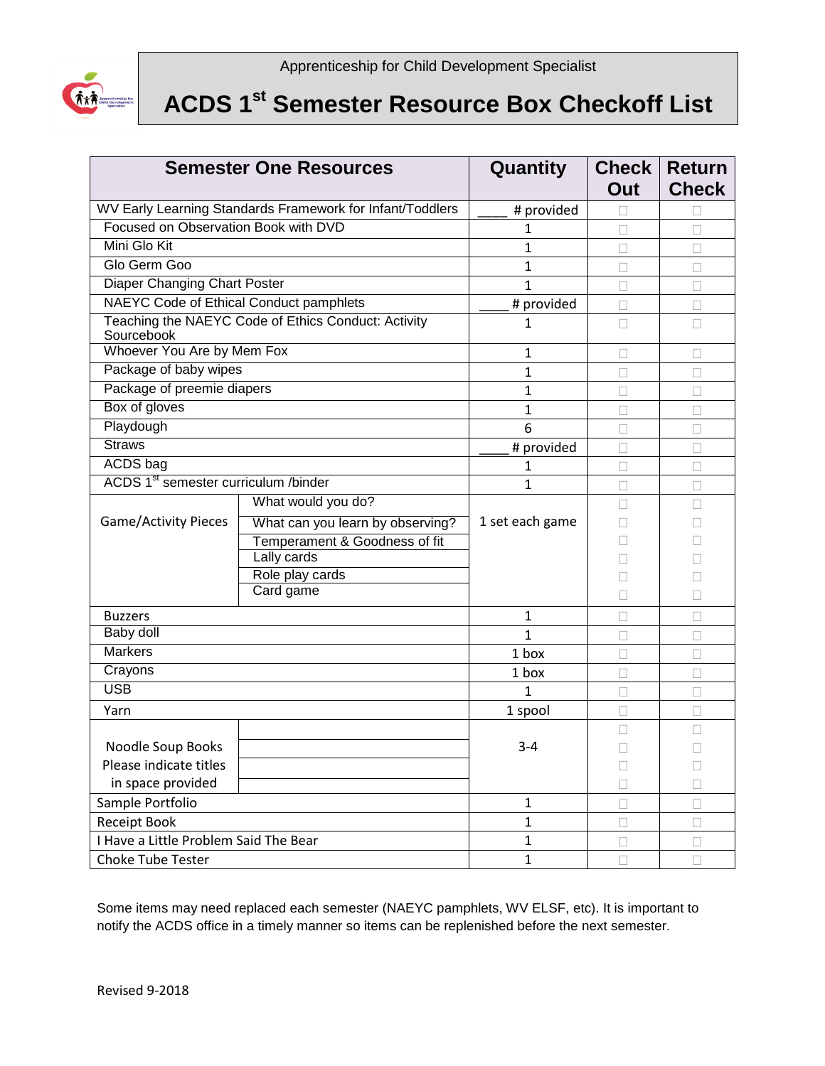Apprenticeship for Child Development Specialist

# ACDS 1st Semester Resource Box Checkoff List

| Semester One Resources | | Quantity | Check Out | Return Check |
|---|---|---|---|---|
| WV Early Learning Standards Framework for Infant/Toddlers | | ____ # provided | ☐ | ☐ |
| Focused on Observation Book with DVD | | 1 | ☐ | ☐ |
| Mini Glo Kit | | 1 | ☐ | ☐ |
| Glo Germ Goo | | 1 | ☐ | ☐ |
| Diaper Changing Chart Poster | | 1 | ☐ | ☐ |
| NAEYC Code of Ethical Conduct pamphlets | | ____ # provided | ☐ | ☐ |
| Teaching the NAEYC Code of Ethics Conduct: Activity Sourcebook | | 1 | ☐ | ☐ |
| Whoever You Are by Mem Fox | | 1 | ☐ | ☐ |
| Package of baby wipes | | 1 | ☐ | ☐ |
| Package of preemie diapers | | 1 | ☐ | ☐ |
| Box of gloves | | 1 | ☐ | ☐ |
| Playdough | | 6 | ☐ | ☐ |
| Straws | | ____ # provided | ☐ | ☐ |
| ACDS bag | | 1 | ☐ | ☐ |
| ACDS 1st semester curriculum /binder | | 1 | ☐ | ☐ |
| Game/Activity Pieces | What would you do? | 1 set each game | ☐ | ☐ |
| | What can you learn by observing? | | ☐ | ☐ |
| | Temperament & Goodness of fit | | ☐ | ☐ |
| | Lally cards | | ☐ | ☐ |
| | Role play cards | | ☐ | ☐ |
| | Card game | | ☐ | ☐ |
| Buzzers | | 1 | ☐ | ☐ |
| Baby doll | | 1 | ☐ | ☐ |
| Markers | | 1 box | ☐ | ☐ |
| Crayons | | 1 box | ☐ | ☐ |
| USB | | 1 | ☐ | ☐ |
| Yarn | | 1 spool | ☐ | ☐ |
| Noodle Soup Books Please indicate titles in space provided | | 3-4 | ☐ | ☐ |
| | | | ☐ | ☐ |
| | | | ☐ | ☐ |
| | | | ☐ | ☐ |
| Sample Portfolio | | 1 | ☐ | ☐ |
| Receipt Book | | 1 | ☐ | ☐ |
| I Have a Little Problem Said The Bear | | 1 | ☐ | ☐ |
| Choke Tube Tester | | 1 | ☐ | ☐ |

Some items may need replaced each semester (NAEYC pamphlets, WV ELSF, etc). It is important to notify the ACDS office in a timely manner so items can be replenished before the next semester.

Revised 9-2018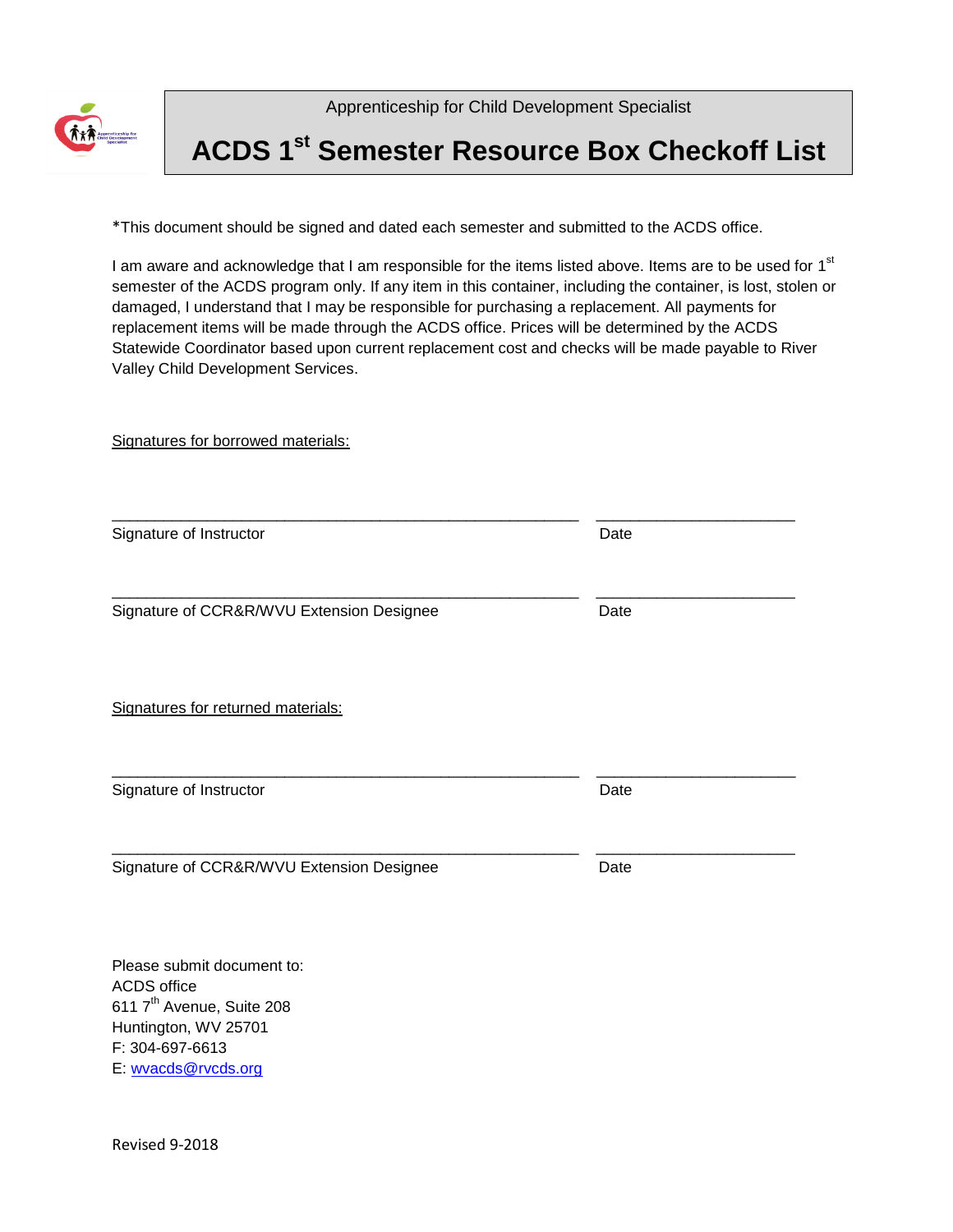Apprenticeship for Child Development Specialist

# ACDS 1st Semester Resource Box Checkoff List

*This document should be signed and dated each semester and submitted to the ACDS office.

I am aware and acknowledge that I am responsible for the items listed above. Items are to be used for 1st semester of the ACDS program only. If any item in this container, including the container, is lost, stolen or damaged, I understand that I may be responsible for purchasing a replacement. All payments for replacement items will be made through the ACDS office. Prices will be determined by the ACDS Statewide Coordinator based upon current replacement cost and checks will be made payable to River Valley Child Development Services.

Signatures for borrowed materials:

_______________________________________________ ____________________

Signature of Instructor Date

_______________________________________________ ____________________

Signature of CCR&R/WVU Extension Designee Date

Signatures for returned materials:

_______________________________________________ ____________________

Signature of Instructor Date

_______________________________________________ ____________________

Signature of CCR&R/WVU Extension Designee Date

Please submit document to:
ACDS office
611 7th Avenue, Suite 208
Huntington, WV 25701
F: 304-697-6613
E: wvacds@rvcds.org

Revised 9-2018